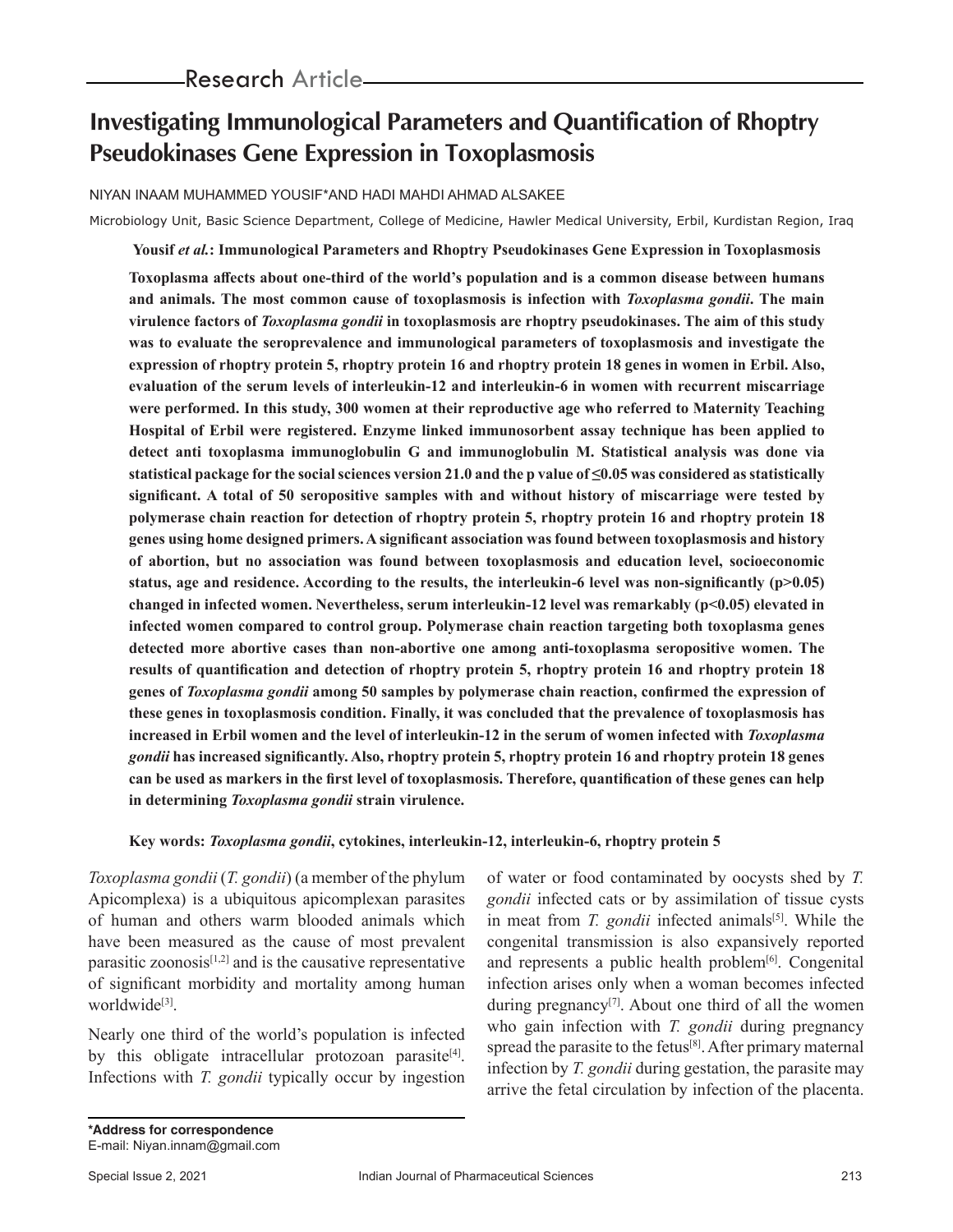Research Article

# Investigating Immunological Parameters and Quantification of Rhoptry Pseudokinases Gene Expression in Toxoplasmosis

NIYAN INAAM MUHAMMED YOUSIF*AND HADI MAHDI AHMAD ALSAKEE

Microbiology Unit, Basic Science Department, College of Medicine, Hawler Medical University, Erbil, Kurdistan Region, Iraq

**Yousif *et al.*: Immunological Parameters and Rhoptry Pseudokinases Gene Expression in Toxoplasmosis**

**Toxoplasma affects about one-third of the world's population and is a common disease between humans and animals. The most common cause of toxoplasmosis is infection with *Toxoplasma gondii*. The main virulence factors of *Toxoplasma gondii* in toxoplasmosis are rhoptry pseudokinases. The aim of this study was to evaluate the seroprevalence and immunological parameters of toxoplasmosis and investigate the expression of rhoptry protein 5, rhoptry protein 16 and rhoptry protein 18 genes in women in Erbil. Also, evaluation of the serum levels of interleukin-12 and interleukin-6 in women with recurrent miscarriage were performed. In this study, 300 women at their reproductive age who referred to Maternity Teaching Hospital of Erbil were registered. Enzyme linked immunosorbent assay technique has been applied to detect anti toxoplasma immunoglobulin G and immunoglobulin M. Statistical analysis was done via statistical package for the social sciences version 21.0 and the p value of ≤0.05 was considered as statistically significant. A total of 50 seropositive samples with and without history of miscarriage were tested by polymerase chain reaction for detection of rhoptry protein 5, rhoptry protein 16 and rhoptry protein 18 genes using home designed primers. A significant association was found between toxoplasmosis and history of abortion, but no association was found between toxoplasmosis and education level, socioeconomic status, age and residence. According to the results, the interleukin-6 level was non-significantly ($p>0.05$) changed in infected women. Nevertheless, serum interleukin-12 level was remarkably ($p<0.05$) elevated in infected women compared to control group. Polymerase chain reaction targeting both toxoplasma genes detected more abortive cases than non-abortive one among anti-toxoplasma seropositive women. The results of quantification and detection of rhoptry protein 5, rhoptry protein 16 and rhoptry protein 18 genes of *Toxoplasma gondii* among 50 samples by polymerase chain reaction, confirmed the expression of these genes in toxoplasmosis condition. Finally, it was concluded that the prevalence of toxoplasmosis has increased in Erbil women and the level of interleukin-12 in the serum of women infected with *Toxoplasma gondii* has increased significantly. Also, rhoptry protein 5, rhoptry protein 16 and rhoptry protein 18 genes can be used as markers in the first level of toxoplasmosis. Therefore, quantification of these genes can help in determining *Toxoplasma gondii* strain virulence.**

**Key words: *Toxoplasma gondii*, cytokines, interleukin-12, interleukin-6, rhoptry protein 5**

*Toxoplasma gondii* (*T. gondii*) (a member of the phylum Apicomplexa) is a ubiquitous apicomplexan parasites of human and others warm blooded animals which have been measured as the cause of most prevalent parasitic zoonosis[1,2] and is the causative representative of significant morbidity and mortality among human worldwide[3].

Nearly one third of the world's population is infected by this obligate intracellular protozoan parasite[4]. Infections with *T. gondii* typically occur by ingestion of water or food contaminated by oocysts shed by *T. gondii* infected cats or by assimilation of tissue cysts in meat from *T. gondii* infected animals[5]. While the congenital transmission is also expansively reported and represents a public health problem[6]. Congenital infection arises only when a woman becomes infected during pregnancy[7]. About one third of all the women who gain infection with *T. gondii* during pregnancy spread the parasite to the fetus[8]. After primary maternal infection by *T. gondii* during gestation, the parasite may arrive the fetal circulation by infection of the placenta.

**\*Address for correspondence**
E-mail: Niyan.innam@gmail.com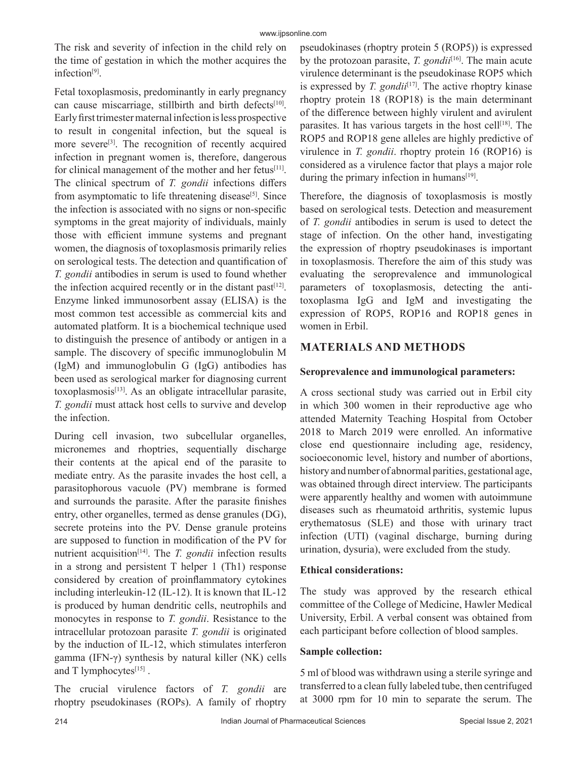The risk and severity of infection in the child rely on the time of gestation in which the mother acquires the infection[9].

Fetal toxoplasmosis, predominantly in early pregnancy can cause miscarriage, stillbirth and birth defects[10]. Early first trimester maternal infection is less prospective to result in congenital infection, but the squeal is more severe[3]. The recognition of recently acquired infection in pregnant women is, therefore, dangerous for clinical management of the mother and her fetus[11]. The clinical spectrum of *T. gondii* infections differs from asymptomatic to life threatening disease[5]. Since the infection is associated with no signs or non-specific symptoms in the great majority of individuals, mainly those with efficient immune systems and pregnant women, the diagnosis of toxoplasmosis primarily relies on serological tests. The detection and quantification of *T. gondii* antibodies in serum is used to found whether the infection acquired recently or in the distant past[12]. Enzyme linked immunosorbent assay (ELISA) is the most common test accessible as commercial kits and automated platform. It is a biochemical technique used to distinguish the presence of antibody or antigen in a sample. The discovery of specific immunoglobulin M (IgM) and immunoglobulin G (IgG) antibodies has been used as serological marker for diagnosing current toxoplasmosis[13]. As an obligate intracellular parasite, *T. gondii* must attack host cells to survive and develop the infection.

During cell invasion, two subcellular organelles, micronemes and rhoptries, sequentially discharge their contents at the apical end of the parasite to mediate entry. As the parasite invades the host cell, a parasitophorous vacuole (PV) membrane is formed and surrounds the parasite. After the parasite finishes entry, other organelles, termed as dense granules (DG), secrete proteins into the PV. Dense granule proteins are supposed to function in modification of the PV for nutrient acquisition[14]. The *T. gondii* infection results in a strong and persistent T helper 1 (Th1) response considered by creation of proinflammatory cytokines including interleukin-12 (IL-12). It is known that IL-12 is produced by human dendritic cells, neutrophils and monocytes in response to *T. gondii*. Resistance to the intracellular protozoan parasite *T. gondii* is originated by the induction of IL-12, which stimulates interferon gamma (IFN-γ) synthesis by natural killer (NK) cells and T lymphocytes[15].

The crucial virulence factors of *T. gondii* are rhoptry pseudokinases (ROPs). A family of rhoptry pseudokinases (rhoptry protein 5 (ROP5)) is expressed by the protozoan parasite, *T. gondii*[16]. The main acute virulence determinant is the pseudokinase ROP5 which is expressed by *T. gondii*[17]. The active rhoptry kinase rhoptry protein 18 (ROP18) is the main determinant of the difference between highly virulent and avirulent parasites. It has various targets in the host cell[18]. The ROP5 and ROP18 gene alleles are highly predictive of virulence in *T. gondii*. rhoptry protein 16 (ROP16) is considered as a virulence factor that plays a major role during the primary infection in humans[19].

Therefore, the diagnosis of toxoplasmosis is mostly based on serological tests. Detection and measurement of *T. gondii* antibodies in serum is used to detect the stage of infection. On the other hand, investigating the expression of rhoptry pseudokinases is important in toxoplasmosis. Therefore the aim of this study was evaluating the seroprevalence and immunological parameters of toxoplasmosis, detecting the anti-toxoplasma IgG and IgM and investigating the expression of ROP5, ROP16 and ROP18 genes in women in Erbil.

## MATERIALS AND METHODS

### Seroprevalence and immunological parameters:

A cross sectional study was carried out in Erbil city in which 300 women in their reproductive age who attended Maternity Teaching Hospital from October 2018 to March 2019 were enrolled. An informative close end questionnaire including age, residency, socioeconomic level, history and number of abortions, history and number of abnormal parities, gestational age, was obtained through direct interview. The participants were apparently healthy and women with autoimmune diseases such as rheumatoid arthritis, systemic lupus erythematosus (SLE) and those with urinary tract infection (UTI) (vaginal discharge, burning during urination, dysuria), were excluded from the study.

### Ethical considerations:

The study was approved by the research ethical committee of the College of Medicine, Hawler Medical University, Erbil. A verbal consent was obtained from each participant before collection of blood samples.

### Sample collection:

5 ml of blood was withdrawn using a sterile syringe and transferred to a clean fully labeled tube, then centrifuged at 3000 rpm for 10 min to separate the serum. The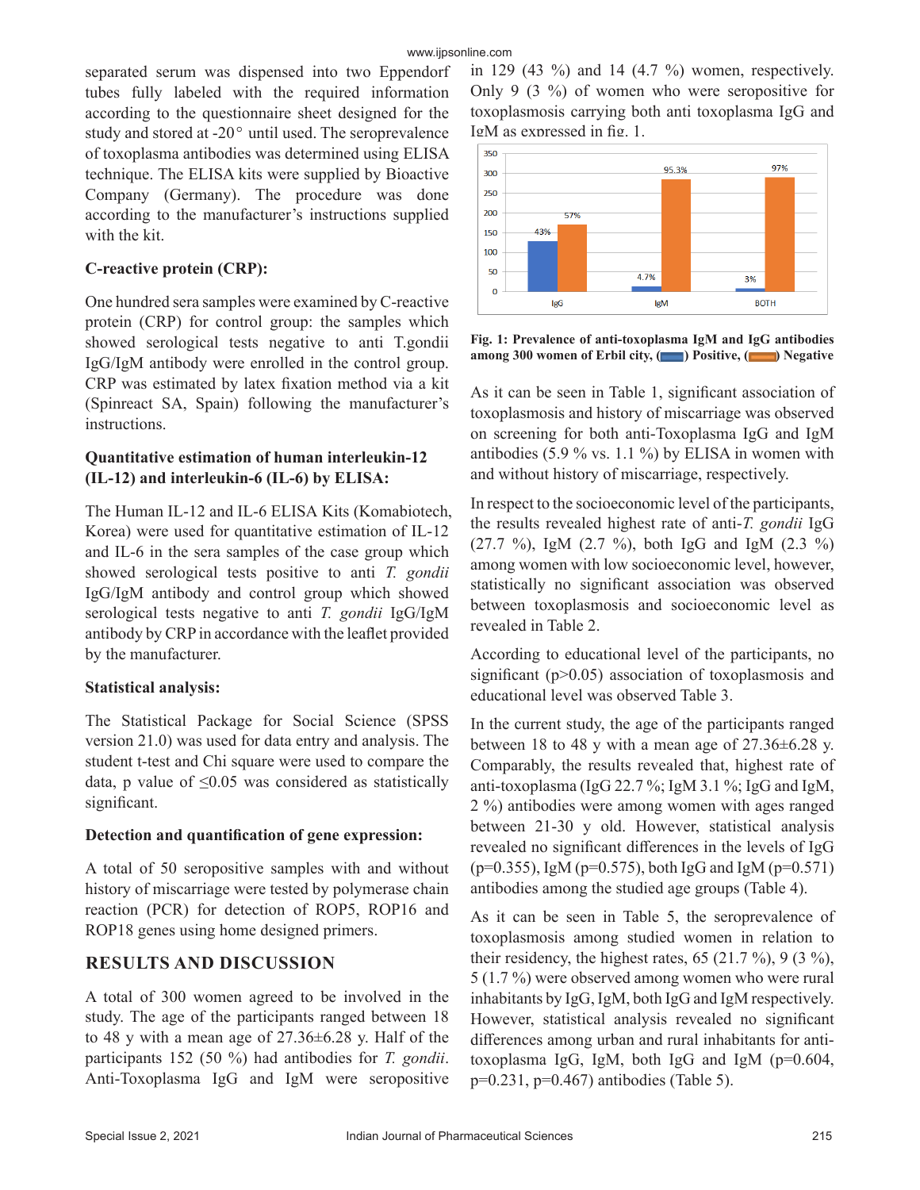separated serum was dispensed into two Eppendorf tubes fully labeled with the required information according to the questionnaire sheet designed for the study and stored at -20° until used. The seroprevalence of toxoplasma antibodies was determined using ELISA technique. The ELISA kits were supplied by Bioactive Company (Germany). The procedure was done according to the manufacturer's instructions supplied with the kit.

**C-reactive protein (CRP):**

One hundred sera samples were examined by C-reactive protein (CRP) for control group: the samples which showed serological tests negative to anti T.gondii IgG/IgM antibody were enrolled in the control group. CRP was estimated by latex fixation method via a kit (Spinreact SA, Spain) following the manufacturer's instructions.

**Quantitative estimation of human interleukin-12 (IL-12) and interleukin-6 (IL-6) by ELISA:**

The Human IL-12 and IL-6 ELISA Kits (Komabiotech, Korea) were used for quantitative estimation of IL-12 and IL-6 in the sera samples of the case group which showed serological tests positive to anti *T. gondii* IgG/IgM antibody and control group which showed serological tests negative to anti *T. gondii* IgG/IgM antibody by CRP in accordance with the leaflet provided by the manufacturer.

**Statistical analysis:**

The Statistical Package for Social Science (SPSS version 21.0) was used for data entry and analysis. The student t-test and Chi square were used to compare the data, p value of $\leq 0.05$ was considered as statistically significant.

**Detection and quantification of gene expression:**

A total of 50 seropositive samples with and without history of miscarriage were tested by polymerase chain reaction (PCR) for detection of ROP5, ROP16 and ROP18 genes using home designed primers.

## RESULTS AND DISCUSSION

A total of 300 women agreed to be involved in the study. The age of the participants ranged between 18 to 48 y with a mean age of 27.36±6.28 y. Half of the participants 152 (50 %) had antibodies for *T. gondii*. Anti-Toxoplasma IgG and IgM were seropositive in 129 (43 %) and 14 (4.7 %) women, respectively. Only 9 (3 %) of women who were seropositive for toxoplasmosis carrying both anti toxoplasma IgG and IgM as expressed in fig. 1.

**Fig. 1: Prevalence of anti-toxoplasma IgM and IgG antibodies among 300 women of Erbil city, (■) Positive, (■) Negative**

As it can be seen in Table 1, significant association of toxoplasmosis and history of miscarriage was observed on screening for both anti-Toxoplasma IgG and IgM antibodies (5.9 % vs. 1.1 %) by ELISA in women with and without history of miscarriage, respectively.

In respect to the socioeconomic level of the participants, the results revealed highest rate of anti-*T. gondii* IgG (27.7 %), IgM (2.7 %), both IgG and IgM (2.3 %) among women with low socioeconomic level, however, statistically no significant association was observed between toxoplasmosis and socioeconomic level as revealed in Table 2.

According to educational level of the participants, no significant ($p>0.05$) association of toxoplasmosis and educational level was observed Table 3.

In the current study, the age of the participants ranged between 18 to 48 y with a mean age of 27.36±6.28 y. Comparably, the results revealed that, highest rate of anti-toxoplasma (IgG 22.7 %; IgM 3.1 %; IgG and IgM, 2 %) antibodies were among women with ages ranged between 21-30 y old. However, statistical analysis revealed no significant differences in the levels of IgG ($p=0.355$), IgM ($p=0.575$), both IgG and IgM ($p=0.571$) antibodies among the studied age groups (Table 4).

As it can be seen in Table 5, the seroprevalence of toxoplasmosis among studied women in relation to their residency, the highest rates, 65 (21.7 %), 9 (3 %), 5 (1.7 %) were observed among women who were rural inhabitants by IgG, IgM, both IgG and IgM respectively. However, statistical analysis revealed no significant differences among urban and rural inhabitants for anti-toxoplasma IgG, IgM, both IgG and IgM ($p=0.604$, $p=0.231$, $p=0.467$) antibodies (Table 5).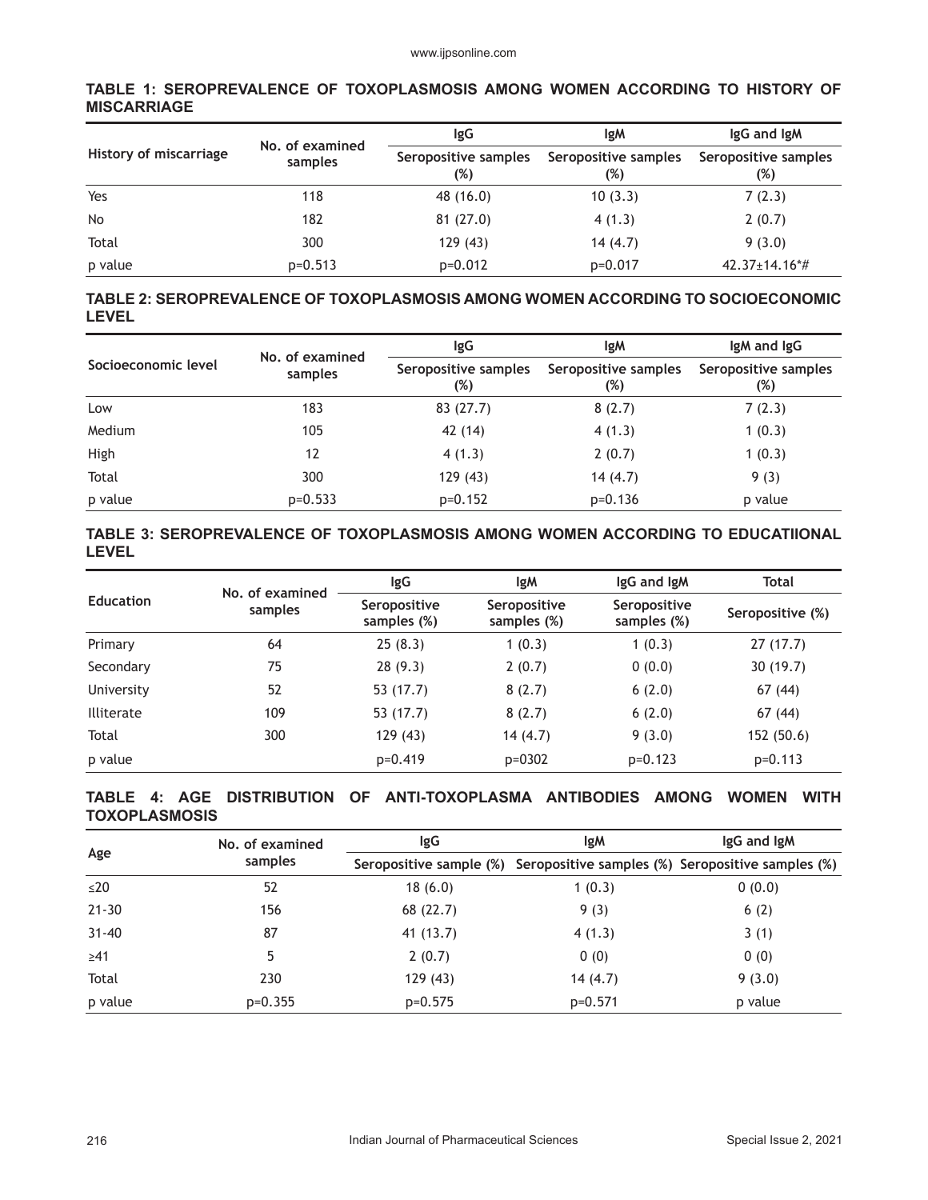**TABLE 1: SEROPREVALENCE OF TOXOPLASMOSIS AMONG WOMEN ACCORDING TO HISTORY OF MISCARRIAGE**

| History of miscarriage | No. of examined samples | IgG | IgM | IgG and IgM |
|---|---|---|---|---|
| | | Seropositive samples (%) | Seropositive samples (%) | Seropositive samples (%) |
| Yes | 118 | 48 (16.0) | 10 (3.3) | 7 (2.3) |
| No | 182 | 81 (27.0) | 4 (1.3) | 2 (0.7) |
| Total | 300 | 129 (43) | 14 (4.7) | 9 (3.0) |
| p value | p=0.513 | p=0.012 | p=0.017 | 42.37±14.16*# |

**TABLE 2: SEROPREVALENCE OF TOXOPLASMOSIS AMONG WOMEN ACCORDING TO SOCIOECONOMIC LEVEL**

| Socioeconomic level | No. of examined samples | IgG | IgM | IgM and IgG |
|---|---|---|---|---|
| | | Seropositive samples (%) | Seropositive samples (%) | Seropositive samples (%) |
| Low | 183 | 83 (27.7) | 8 (2.7) | 7 (2.3) |
| Medium | 105 | 42 (14) | 4 (1.3) | 1 (0.3) |
| High | 12 | 4 (1.3) | 2 (0.7) | 1 (0.3) |
| Total | 300 | 129 (43) | 14 (4.7) | 9 (3) |
| p value | p=0.533 | p=0.152 | p=0.136 | p value |

**TABLE 3: SEROPREVALENCE OF TOXOPLASMOSIS AMONG WOMEN ACCORDING TO EDUCATIIONAL LEVEL**

| Education | No. of examined samples | IgG | IgM | IgG and IgM | Total |
|---|---|---|---|---|---|
| | | Seropositive samples (%) | Seropositive samples (%) | Seropositive samples (%) | Seropositive (%) |
| Primary | 64 | 25 (8.3) | 1 (0.3) | 1 (0.3) | 27 (17.7) |
| Secondary | 75 | 28 (9.3) | 2 (0.7) | 0 (0.0) | 30 (19.7) |
| University | 52 | 53 (17.7) | 8 (2.7) | 6 (2.0) | 67 (44) |
| Illiterate | 109 | 53 (17.7) | 8 (2.7) | 6 (2.0) | 67 (44) |
| Total | 300 | 129 (43) | 14 (4.7) | 9 (3.0) | 152 (50.6) |
| p value | | p=0.419 | p=0302 | p=0.123 | p=0.113 |

**TABLE 4: AGE DISTRIBUTION OF ANTI-TOXOPLASMA ANTIBODIES AMONG WOMEN WITH TOXOPLASMOSIS**

| Age | No. of examined samples | IgG | IgM | IgG and IgM |
|---|---|---|---|---|
| | | Seropositive sample (%) | Seropositive samples (%) | Seropositive samples (%) |
| ≤20 | 52 | 18 (6.0) | 1 (0.3) | 0 (0.0) |
| 21-30 | 156 | 68 (22.7) | 9 (3) | 6 (2) |
| 31-40 | 87 | 41 (13.7) | 4 (1.3) | 3 (1) |
| ≥41 | 5 | 2 (0.7) | 0 (0) | 0 (0) |
| Total | 230 | 129 (43) | 14 (4.7) | 9 (3.0) |
| p value | p=0.355 | p=0.575 | p=0.571 | p value |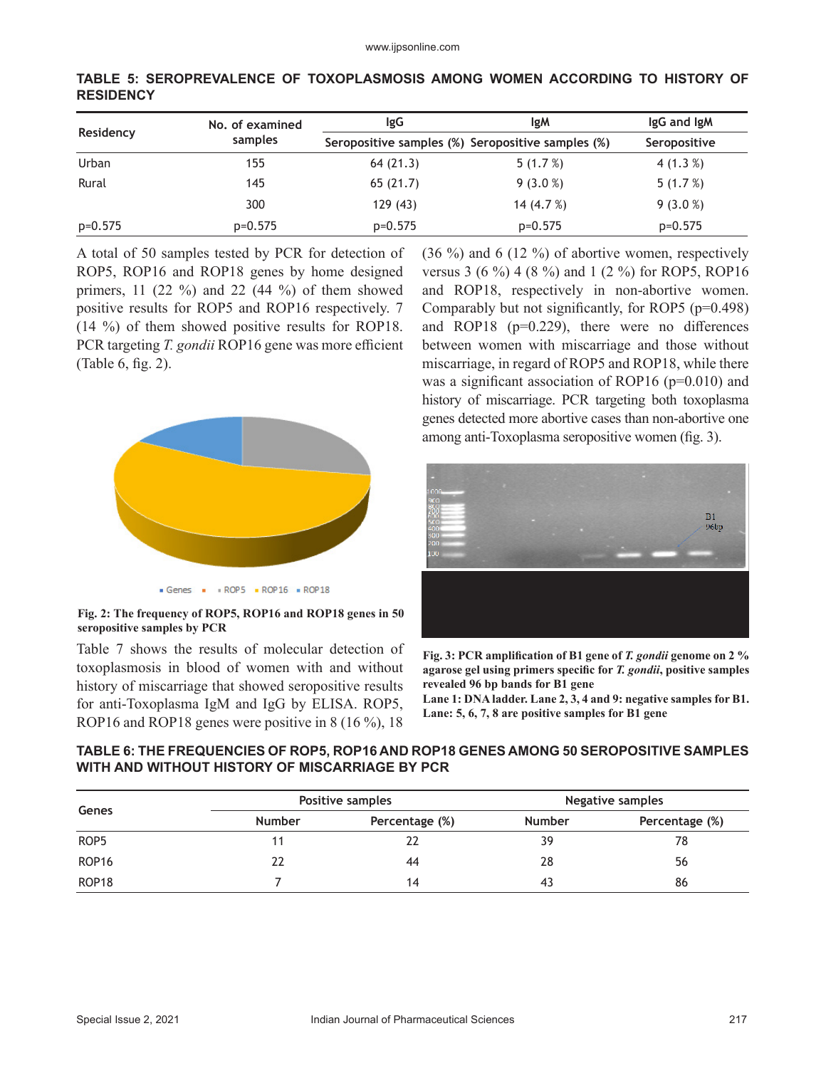**TABLE 5: SEROPREVALENCE OF TOXOPLASMOSIS AMONG WOMEN ACCORDING TO HISTORY OF RESIDENCY**

| Residency | No. of examined samples | IgG | IgM | IgG and IgM |
|---|---|---|---|---|
| | | Seropositive samples (%) | Seropositive samples (%) | Seropositive |
| Urban | 155 | 64 (21.3) | 5 (1.7 %) | 4 (1.3 %) |
| Rural | 145 | 65 (21.7) | 9 (3.0 %) | 5 (1.7 %) |
| | 300 | 129 (43) | 14 (4.7 %) | 9 (3.0 %) |
| p=0.575 | p=0.575 | p=0.575 | p=0.575 | p=0.575 |

A total of 50 samples tested by PCR for detection of ROP5, ROP16 and ROP18 genes by home designed primers, 11 (22 %) and 22 (44 %) of them showed positive results for ROP5 and ROP16 respectively. 7 (14 %) of them showed positive results for ROP18. PCR targeting *T. gondii* ROP16 gene was more efficient (Table 6, fig. 2).

**Fig. 2: The frequency of ROP5, ROP16 and ROP18 genes in 50 seropositive samples by PCR**

Table 7 shows the results of molecular detection of toxoplasmosis in blood of women with and without history of miscarriage that showed seropositive results for anti-Toxoplasma IgM and IgG by ELISA. ROP5, ROP16 and ROP18 genes were positive in 8 (16 %), 18 (36 %) and 6 (12 %) of abortive women, respectively versus 3 (6 %) 4 (8 %) and 1 (2 %) for ROP5, ROP16 and ROP18, respectively in non-abortive women. Comparably but not significantly, for ROP5 (p=0.498) and ROP18 (p=0.229), there were no differences between women with miscarriage and those without miscarriage, in regard of ROP5 and ROP18, while there was a significant association of ROP16 (p=0.010) and history of miscarriage. PCR targeting both toxoplasma genes detected more abortive cases than non-abortive one among anti-Toxoplasma seropositive women (fig. 3).

**Fig. 3: PCR amplification of B1 gene of *T. gondii* genome on 2 % agarose gel using primers specific for *T. gondii*, positive samples revealed 96 bp bands for B1 gene**
**Lane 1: DNA ladder. Lane 2, 3, 4 and 9: negative samples for B1. Lane: 5, 6, 7, 8 are positive samples for B1 gene**

**TABLE 6: THE FREQUENCIES OF ROP5, ROP16 AND ROP18 GENES AMONG 50 SEROPOSITIVE SAMPLES WITH AND WITHOUT HISTORY OF MISCARRIAGE BY PCR**

| Genes | Positive samples | | Negative samples | |
|---|---|---|---|---|
| | Number | Percentage (%) | Number | Percentage (%) |
| ROP5 | 11 | 22 | 39 | 78 |
| ROP16 | 22 | 44 | 28 | 56 |
| ROP18 | 7 | 14 | 43 | 86 |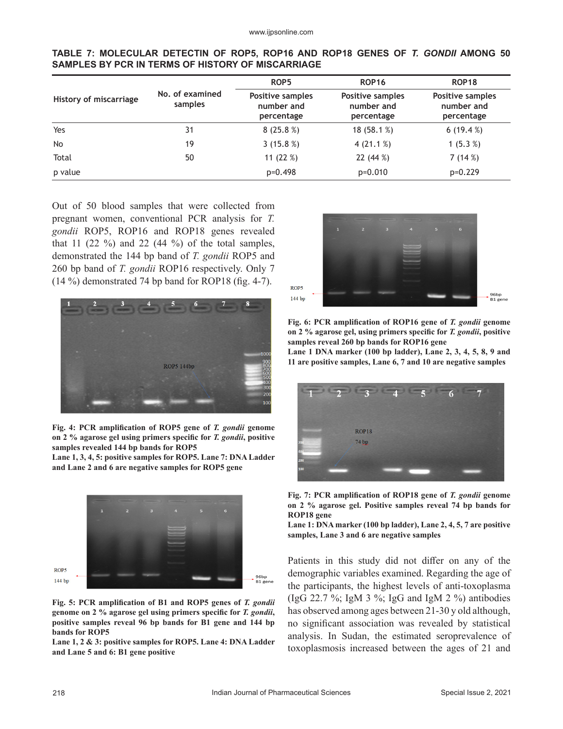**TABLE 7: MOLECULAR DETECTIN OF ROP5, ROP16 AND ROP18 GENES OF *T. GONDII* AMONG 50 SAMPLES BY PCR IN TERMS OF HISTORY OF MISCARRIAGE**

| History of miscarriage | No. of examined samples | ROP5 | ROP16 | ROP18 |
|---|---|---|---|---|
| | | Positive samples number and percentage | Positive samples number and percentage | Positive samples number and percentage |
| Yes | 31 | 8 (25.8 %) | 18 (58.1 %) | 6 (19.4 %) |
| No | 19 | 3 (15.8 %) | 4 (21.1 %) | 1 (5.3 %) |
| Total | 50 | 11 (22 %) | 22 (44 %) | 7 (14 %) |
| p value | | p=0.498 | p=0.010 | p=0.229 |

Out of 50 blood samples that were collected from pregnant women, conventional PCR analysis for *T. gondii* ROP5, ROP16 and ROP18 genes revealed that 11 (22 %) and 22 (44 %) of the total samples, demonstrated the 144 bp band of *T. gondii* ROP5 and 260 bp band of *T. gondii* ROP16 respectively. Only 7 (14 %) demonstrated 74 bp band for ROP18 (fig. 4-7).

**Fig. 4: PCR amplification of ROP5 gene of *T. gondii* genome on 2 % agarose gel using primers specific for *T. gondii*, positive samples revealed 144 bp bands for ROP5**
**Lane 1, 3, 4, 5: positive samples for ROP5. Lane 7: DNA Ladder and Lane 2 and 6 are negative samples for ROP5 gene**

**Fig. 5: PCR amplification of B1 and ROP5 genes of *T. gondii* genome on 2 % agarose gel using primers specific for *T. gondii*, positive samples reveal 96 bp bands for B1 gene and 144 bp bands for ROP5**
**Lane 1, 2 & 3: positive samples for ROP5. Lane 4: DNA Ladder and Lane 5 and 6: B1 gene positive**

**Fig. 6: PCR amplification of ROP16 gene of *T. gondii* genome on 2 % agarose gel, using primers specific for *T. gondii*, positive samples reveal 260 bp bands for ROP16 gene**
**Lane 1 DNA marker (100 bp ladder), Lane 2, 3, 4, 5, 8, 9 and 11 are positive samples, Lane 6, 7 and 10 are negative samples**

**Fig. 7: PCR amplification of ROP18 gene of *T. gondii* genome on 2 % agarose gel. Positive samples reveal 74 bp bands for ROP18 gene**
**Lane 1: DNA marker (100 bp ladder), Lane 2, 4, 5, 7 are positive samples, Lane 3 and 6 are negative samples**

Patients in this study did not differ on any of the demographic variables examined. Regarding the age of the participants, the highest levels of anti-toxoplasma (IgG 22.7 %; IgM 3 %; IgG and IgM 2 %) antibodies has observed among ages between 21-30 y old although, no significant association was revealed by statistical analysis. In Sudan, the estimated seroprevalence of toxoplasmosis increased between the ages of 21 and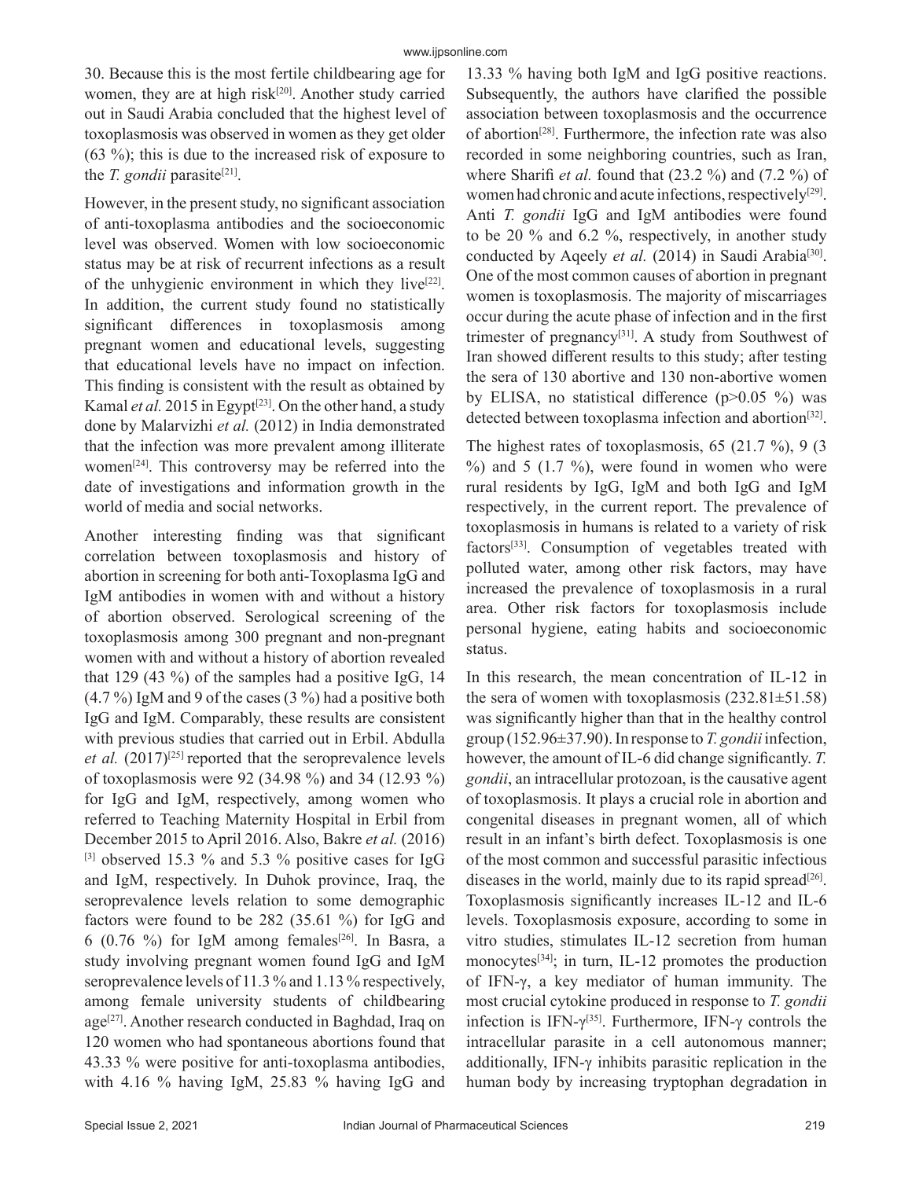30. Because this is the most fertile childbearing age for women, they are at high risk[20]. Another study carried out in Saudi Arabia concluded that the highest level of toxoplasmosis was observed in women as they get older (63 %); this is due to the increased risk of exposure to the *T. gondii* parasite[21].

However, in the present study, no significant association of anti-toxoplasma antibodies and the socioeconomic level was observed. Women with low socioeconomic status may be at risk of recurrent infections as a result of the unhygienic environment in which they live[22]. In addition, the current study found no statistically significant differences in toxoplasmosis among pregnant women and educational levels, suggesting that educational levels have no impact on infection. This finding is consistent with the result as obtained by Kamal *et al.* 2015 in Egypt[23]. On the other hand, a study done by Malarvizhi *et al.* (2012) in India demonstrated that the infection was more prevalent among illiterate women[24]. This controversy may be referred into the date of investigations and information growth in the world of media and social networks.

Another interesting finding was that significant correlation between toxoplasmosis and history of abortion in screening for both anti-Toxoplasma IgG and IgM antibodies in women with and without a history of abortion observed. Serological screening of the toxoplasmosis among 300 pregnant and non-pregnant women with and without a history of abortion revealed that 129 (43 %) of the samples had a positive IgG, 14 (4.7 %) IgM and 9 of the cases (3 %) had a positive both IgG and IgM. Comparably, these results are consistent with previous studies that carried out in Erbil. Abdulla *et al.* (2017)[25] reported that the seroprevalence levels of toxoplasmosis were 92 (34.98 %) and 34 (12.93 %) for IgG and IgM, respectively, among women who referred to Teaching Maternity Hospital in Erbil from December 2015 to April 2016. Also, Bakre *et al.* (2016)[3] observed 15.3 % and 5.3 % positive cases for IgG and IgM, respectively. In Duhok province, Iraq, the seroprevalence levels relation to some demographic factors were found to be 282 (35.61 %) for IgG and 6 (0.76 %) for IgM among females[26]. In Basra, a study involving pregnant women found IgG and IgM seroprevalence levels of 11.3 % and 1.13 % respectively, among female university students of childbearing age[27]. Another research conducted in Baghdad, Iraq on 120 women who had spontaneous abortions found that 43.33 % were positive for anti-toxoplasma antibodies, with 4.16 % having IgM, 25.83 % having IgG and 13.33 % having both IgM and IgG positive reactions. Subsequently, the authors have clarified the possible association between toxoplasmosis and the occurrence of abortion[28]. Furthermore, the infection rate was also recorded in some neighboring countries, such as Iran, where Sharifi *et al.* found that (23.2 %) and (7.2 %) of women had chronic and acute infections, respectively[29]. Anti *T. gondii* IgG and IgM antibodies were found to be 20 % and 6.2 %, respectively, in another study conducted by Aqeely *et al.* (2014) in Saudi Arabia[30]. One of the most common causes of abortion in pregnant women is toxoplasmosis. The majority of miscarriages occur during the acute phase of infection and in the first trimester of pregnancy[31]. A study from Southwest of Iran showed different results to this study; after testing the sera of 130 abortive and 130 non-abortive women by ELISA, no statistical difference ($p>0.05$ %) was detected between toxoplasma infection and abortion[32].

The highest rates of toxoplasmosis, 65 (21.7 %), 9 (3 %) and 5 (1.7 %), were found in women who were rural residents by IgG, IgM and both IgG and IgM respectively, in the current report. The prevalence of toxoplasmosis in humans is related to a variety of risk factors[33]. Consumption of vegetables treated with polluted water, among other risk factors, may have increased the prevalence of toxoplasmosis in a rural area. Other risk factors for toxoplasmosis include personal hygiene, eating habits and socioeconomic status.

In this research, the mean concentration of IL-12 in the sera of women with toxoplasmosis ($232.81\pm51.58$) was significantly higher than that in the healthy control group ($152.96\pm37.90$). In response to *T. gondii* infection, however, the amount of IL-6 did change significantly. *T. gondii*, an intracellular protozoan, is the causative agent of toxoplasmosis. It plays a crucial role in abortion and congenital diseases in pregnant women, all of which result in an infant's birth defect. Toxoplasmosis is one of the most common and successful parasitic infectious diseases in the world, mainly due to its rapid spread[26]. Toxoplasmosis significantly increases IL-12 and IL-6 levels. Toxoplasmosis exposure, according to some in vitro studies, stimulates IL-12 secretion from human monocytes[34]; in turn, IL-12 promotes the production of IFN-γ, a key mediator of human immunity. The most crucial cytokine produced in response to *T. gondii* infection is IFN-γ[35]. Furthermore, IFN-γ controls the intracellular parasite in a cell autonomous manner; additionally, IFN-γ inhibits parasitic replication in the human body by increasing tryptophan degradation in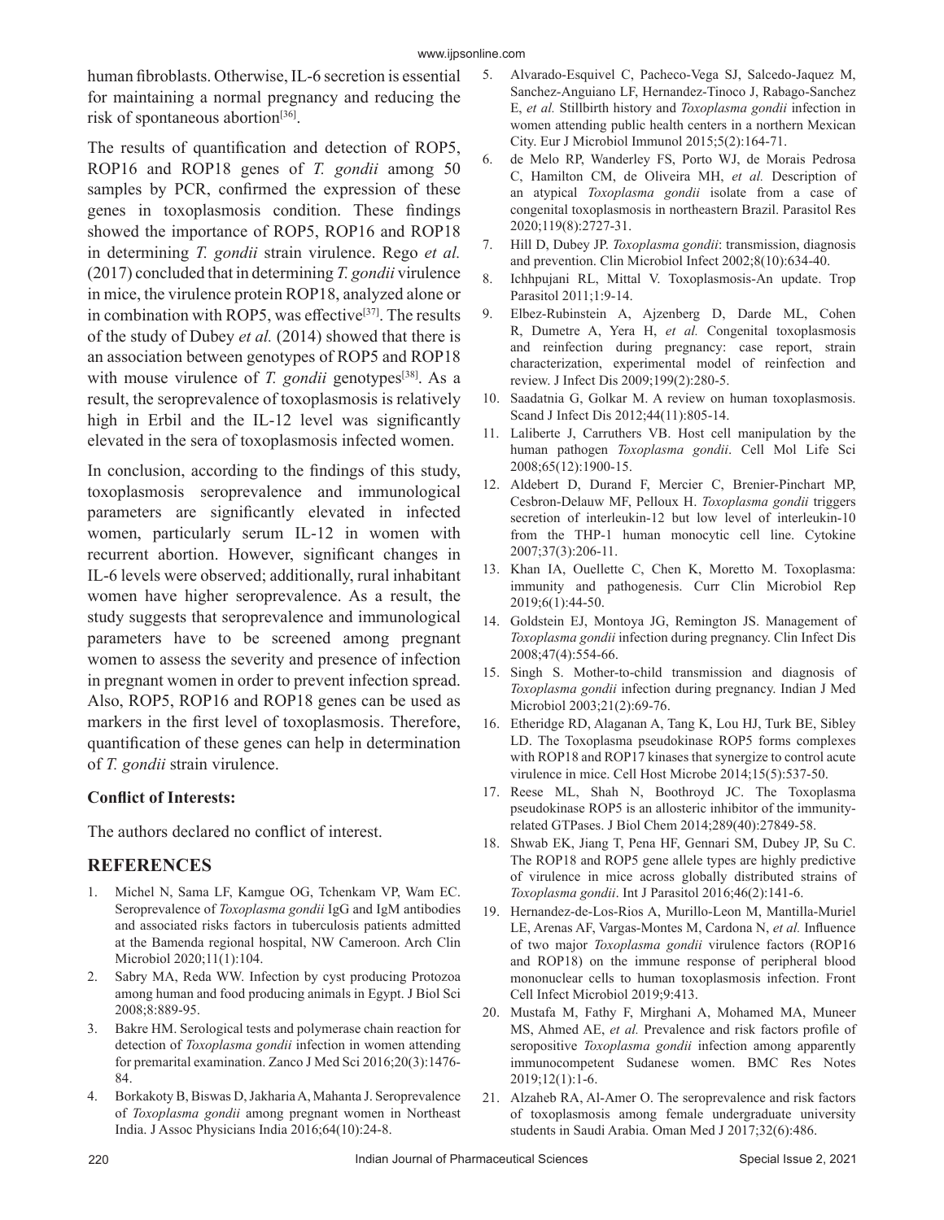human fibroblasts. Otherwise, IL-6 secretion is essential for maintaining a normal pregnancy and reducing the risk of spontaneous abortion[36].

The results of quantification and detection of ROP5, ROP16 and ROP18 genes of *T. gondii* among 50 samples by PCR, confirmed the expression of these genes in toxoplasmosis condition. These findings showed the importance of ROP5, ROP16 and ROP18 in determining *T. gondii* strain virulence. Rego *et al.* (2017) concluded that in determining *T. gondii* virulence in mice, the virulence protein ROP18, analyzed alone or in combination with ROP5, was effective[37]. The results of the study of Dubey *et al.* (2014) showed that there is an association between genotypes of ROP5 and ROP18 with mouse virulence of *T. gondii* genotypes[38]. As a result, the seroprevalence of toxoplasmosis is relatively high in Erbil and the IL-12 level was significantly elevated in the sera of toxoplasmosis infected women.

In conclusion, according to the findings of this study, toxoplasmosis seroprevalence and immunological parameters are significantly elevated in infected women, particularly serum IL-12 in women with recurrent abortion. However, significant changes in IL-6 levels were observed; additionally, rural inhabitant women have higher seroprevalence. As a result, the study suggests that seroprevalence and immunological parameters have to be screened among pregnant women to assess the severity and presence of infection in pregnant women in order to prevent infection spread. Also, ROP5, ROP16 and ROP18 genes can be used as markers in the first level of toxoplasmosis. Therefore, quantification of these genes can help in determination of *T. gondii* strain virulence.

### Conflict of Interests:

The authors declared no conflict of interest.

## REFERENCES

1. Michel N, Sama LF, Kamgue OG, Tchenkam VP, Wam EC. Seroprevalence of *Toxoplasma gondii* IgG and IgM antibodies and associated risks factors in tuberculosis patients admitted at the Bamenda regional hospital, NW Cameroon. Arch Clin Microbiol 2020;11(1):104.
2. Sabry MA, Reda WW. Infection by cyst producing Protozoa among human and food producing animals in Egypt. J Biol Sci 2008;8:889-95.
3. Bakre HM. Serological tests and polymerase chain reaction for detection of *Toxoplasma gondii* infection in women attending for premarital examination. Zanco J Med Sci 2016;20(3):1476-84.
4. Borkakoty B, Biswas D, Jakharia A, Mahanta J. Seroprevalence of *Toxoplasma gondii* among pregnant women in Northeast India. J Assoc Physicians India 2016;64(10):24-8.
5. Alvarado-Esquivel C, Pacheco-Vega SJ, Salcedo-Jaquez M, Sanchez-Anguiano LF, Hernandez-Tinoco J, Rabago-Sanchez E, *et al.* Stillbirth history and *Toxoplasma gondii* infection in women attending public health centers in a northern Mexican City. Eur J Microbiol Immunol 2015;5(2):164-71.
6. de Melo RP, Wanderley FS, Porto WJ, de Morais Pedrosa C, Hamilton CM, de Oliveira MH, *et al.* Description of an atypical *Toxoplasma gondii* isolate from a case of congenital toxoplasmosis in northeastern Brazil. Parasitol Res 2020;119(8):2727-31.
7. Hill D, Dubey JP. *Toxoplasma gondii*: transmission, diagnosis and prevention. Clin Microbiol Infect 2002;8(10):634-40.
8. Ichhpujani RL, Mittal V. Toxoplasmosis-An update. Trop Parasitol 2011;1:9-14.
9. Elbez-Rubinstein A, Ajzenberg D, Darde ML, Cohen R, Dumetre A, Yera H, *et al.* Congenital toxoplasmosis and reinfection during pregnancy: case report, strain characterization, experimental model of reinfection and review. J Infect Dis 2009;199(2):280-5.
10. Saadatnia G, Golkar M. A review on human toxoplasmosis. Scand J Infect Dis 2012;44(11):805-14.
11. Laliberte J, Carruthers VB. Host cell manipulation by the human pathogen *Toxoplasma gondii*. Cell Mol Life Sci 2008;65(12):1900-15.
12. Aldebert D, Durand F, Mercier C, Brenier-Pinchart MP, Cesbron-Delauw MF, Pelloux H. *Toxoplasma gondii* triggers secretion of interleukin-12 but low level of interleukin-10 from the THP-1 human monocytic cell line. Cytokine 2007;37(3):206-11.
13. Khan IA, Ouellette C, Chen K, Moretto M. Toxoplasma: immunity and pathogenesis. Curr Clin Microbiol Rep 2019;6(1):44-50.
14. Goldstein EJ, Montoya JG, Remington JS. Management of *Toxoplasma gondii* infection during pregnancy. Clin Infect Dis 2008;47(4):554-66.
15. Singh S. Mother-to-child transmission and diagnosis of *Toxoplasma gondii* infection during pregnancy. Indian J Med Microbiol 2003;21(2):69-76.
16. Etheridge RD, Alaganan A, Tang K, Lou HJ, Turk BE, Sibley LD. The Toxoplasma pseudokinase ROP5 forms complexes with ROP18 and ROP17 kinases that synergize to control acute virulence in mice. Cell Host Microbe 2014;15(5):537-50.
17. Reese ML, Shah N, Boothroyd JC. The Toxoplasma pseudokinase ROP5 is an allosteric inhibitor of the immunity-related GTPases. J Biol Chem 2014;289(40):27849-58.
18. Shwab EK, Jiang T, Pena HF, Gennari SM, Dubey JP, Su C. The ROP18 and ROP5 gene allele types are highly predictive of virulence in mice across globally distributed strains of *Toxoplasma gondii*. Int J Parasitol 2016;46(2):141-6.
19. Hernandez-de-Los-Rios A, Murillo-Leon M, Mantilla-Muriel LE, Arenas AF, Vargas-Montes M, Cardona N, *et al.* Influence of two major *Toxoplasma gondii* virulence factors (ROP16 and ROP18) on the immune response of peripheral blood mononuclear cells to human toxoplasmosis infection. Front Cell Infect Microbiol 2019;9:413.
20. Mustafa M, Fathy F, Mirghani A, Mohamed MA, Muneer MS, Ahmed AE, *et al.* Prevalence and risk factors profile of seropositive *Toxoplasma gondii* infection among apparently immunocompetent Sudanese women. BMC Res Notes 2019;12(1):1-6.
21. Alzaheb RA, Al-Amer O. The seroprevalence and risk factors of toxoplasmosis among female undergraduate university students in Saudi Arabia. Oman Med J 2017;32(6):486.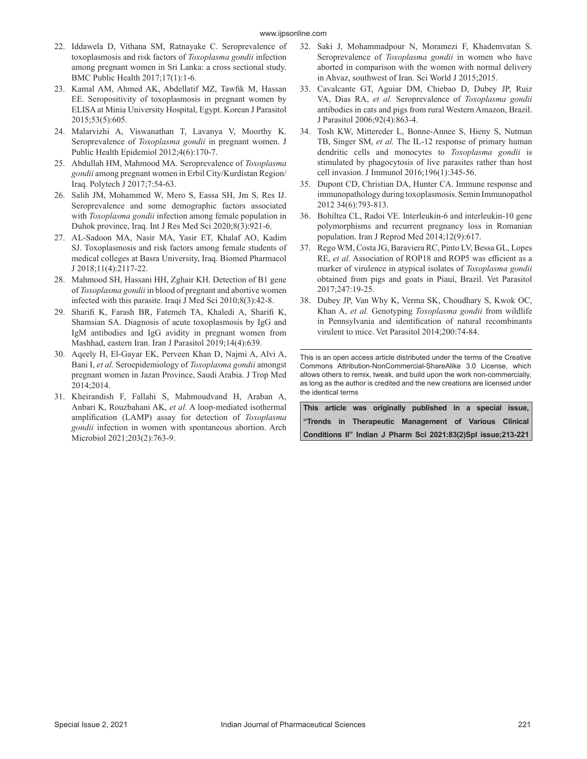22. Iddawela D, Vithana SM, Ratnayake C. Seroprevalence of toxoplasmosis and risk factors of *Toxoplasma gondii* infection among pregnant women in Sri Lanka: a cross sectional study. BMC Public Health 2017;17(1):1-6.
23. Kamal AM, Ahmed AK, Abdellatif MZ, Tawfik M, Hassan EE. Seropositivity of toxoplasmosis in pregnant women by ELISA at Minia University Hospital, Egypt. Korean J Parasitol 2015;53(5):605.
24. Malarvizhi A, Viswanathan T, Lavanya V, Moorthy K. Seroprevalence of *Toxoplasma gondii* in pregnant women. J Public Health Epidemiol 2012;4(6):170-7.
25. Abdullah HM, Mahmood MA. Seroprevalence of *Toxoplasma gondii* among pregnant women in Erbil City/Kurdistan Region/ Iraq. Polytech J 2017;7:54-63.
26. Salih JM, Mohammed W, Mero S, Eassa SH, Jm S, Res IJ. Seroprevalence and some demographic factors associated with *Toxoplasma gondii* infection among female population in Duhok province, Iraq. Int J Res Med Sci 2020;8(3):921-6.
27. AL-Sadoon MA, Nasir MA, Yasir ET, Khalaf AO, Kadim SJ. Toxoplasmosis and risk factors among female students of medical colleges at Basra University, Iraq. Biomed Pharmacol J 2018;11(4):2117-22.
28. Mahmood SH, Hassani HH, Zghair KH. Detection of B1 gene of *Toxoplasma gondii* in blood of pregnant and abortive women infected with this parasite. Iraqi J Med Sci 2010;8(3):42-8.
29. Sharifi K, Farash BR, Fatemeh TA, Khaledi A, Sharifi K, Shamsian SA. Diagnosis of acute toxoplasmosis by IgG and IgM antibodies and IgG avidity in pregnant women from Mashhad, eastern Iran. Iran J Parasitol 2019;14(4):639.
30. Aqeely H, El-Gayar EK, Perveen Khan D, Najmi A, Alvi A, Bani I, *et al.* Seroepidemiology of *Toxoplasma gondii* amongst pregnant women in Jazan Province, Saudi Arabia. J Trop Med 2014;2014.
31. Kheirandish F, Fallahi S, Mahmoudvand H, Araban A, Anbari K, Rouzbahani AK, *et al.* A loop-mediated isothermal amplification (LAMP) assay for detection of *Toxoplasma gondii* infection in women with spontaneous abortion. Arch Microbiol 2021;203(2):763-9.
32. Saki J, Mohammadpour N, Moramezi F, Khademvatan S. Seroprevalence of *Toxoplasma gondii* in women who have aborted in comparison with the women with normal delivery in Ahvaz, southwest of Iran. Sci World J 2015;2015.
33. Cavalcante GT, Aguiar DM, Chiebao D, Dubey JP, Ruiz VA, Dias RA, *et al.* Seroprevalence of *Toxoplasma gondii* antibodies in cats and pigs from rural Western Amazon, Brazil. J Parasitol 2006;92(4):863-4.
34. Tosh KW, Mittereder L, Bonne-Annee S, Hieny S, Nutman TB, Singer SM, *et al.* The IL-12 response of primary human dendritic cells and monocytes to *Toxoplasma gondii* is stimulated by phagocytosis of live parasites rather than host cell invasion. J Immunol 2016;196(1):345-56.
35. Dupont CD, Christian DA, Hunter CA. Immune response and immunopathology during toxoplasmosis. Semin Immunopathol 2012 34(6):793-813.
36. Bohiltea CL, Radoi VE. Interleukin-6 and interleukin-10 gene polymorphisms and recurrent pregnancy loss in Romanian population. Iran J Reprod Med 2014;12(9):617.
37. Rego WM, Costa JG, Baraviera RC, Pinto LV, Bessa GL, Lopes RE, *et al.* Association of ROP18 and ROP5 was efficient as a marker of virulence in atypical isolates of *Toxoplasma gondii* obtained from pigs and goats in Piauí, Brazil. Vet Parasitol 2017;247:19-25.
38. Dubey JP, Van Why K, Verma SK, Choudhary S, Kwok OC, Khan A, *et al.* Genotyping *Toxoplasma gondii* from wildlife in Pennsylvania and identification of natural recombinants virulent to mice. Vet Parasitol 2014;200:74-84.

This is an open access article distributed under the terms of the Creative Commons Attribution-NonCommercial-ShareAlike 3.0 License, which allows others to remix, tweak, and build upon the work non-commercially, as long as the author is credited and the new creations are licensed under the identical terms

**This article was originally published in a special issue, "Trends in Therapeutic Management of Various Clinical Conditions II" Indian J Pharm Sci 2021:83(2)Spl issue;213-221**